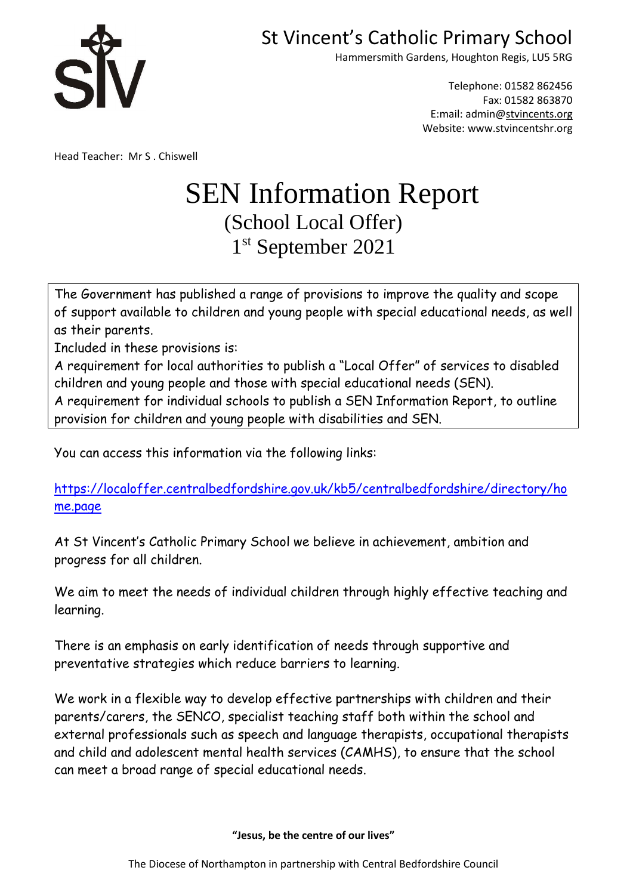# St Vincent's Catholic Primary School

Hammersmith Gardens, Houghton Regis, LU5 5RG

Telephone: 01582 862456
Fax: 01582 863870
E:mail: admin@stvincents.org
Website: www.stvincentshr.org

Head Teacher: Mr S . Chiswell

# SEN Information Report

## (School Local Offer)

## 1st September 2021

The Government has published a range of provisions to improve the quality and scope of support available to children and young people with special educational needs, as well as their parents.

Included in these provisions is:

A requirement for local authorities to publish a "Local Offer" of services to disabled children and young people and those with special educational needs (SEN).

A requirement for individual schools to publish a SEN Information Report, to outline provision for children and young people with disabilities and SEN.

You can access this information via the following links:

https://localoffer.centralbedfordshire.gov.uk/kb5/centralbedfordshire/directory/home.page

At St Vincent's Catholic Primary School we believe in achievement, ambition and progress for all children.

We aim to meet the needs of individual children through highly effective teaching and learning.

There is an emphasis on early identification of needs through supportive and preventative strategies which reduce barriers to learning.

We work in a flexible way to develop effective partnerships with children and their parents/carers, the SENCO, specialist teaching staff both within the school and external professionals such as speech and language therapists, occupational therapists and child and adolescent mental health services (CAMHS), to ensure that the school can meet a broad range of special educational needs.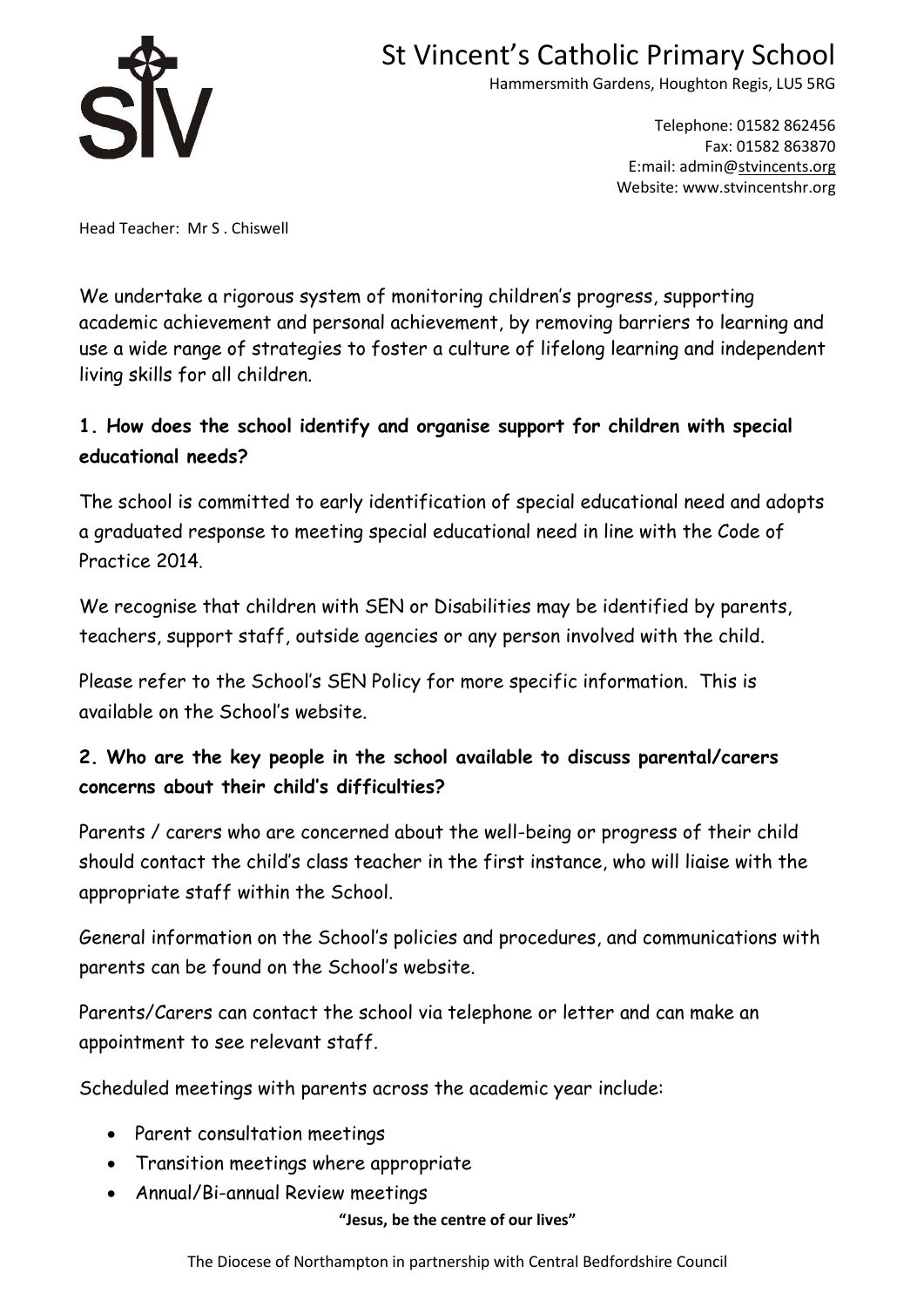# St Vincent's Catholic Primary School

Hammersmith Gardens, Houghton Regis, LU5 5RG

Telephone: 01582 862456
Fax: 01582 863870
E:mail: admin@stvincents.org
Website: www.stvincentshr.org

Head Teacher: Mr S . Chiswell

We undertake a rigorous system of monitoring children's progress, supporting academic achievement and personal achievement, by removing barriers to learning and use a wide range of strategies to foster a culture of lifelong learning and independent living skills for all children.

### 1. How does the school identify and organise support for children with special educational needs?

The school is committed to early identification of special educational need and adopts a graduated response to meeting special educational need in line with the Code of Practice 2014.

We recognise that children with SEN or Disabilities may be identified by parents, teachers, support staff, outside agencies or any person involved with the child.

Please refer to the School's SEN Policy for more specific information. This is available on the School's website.

### 2. Who are the key people in the school available to discuss parental/carers concerns about their child's difficulties?

Parents / carers who are concerned about the well-being or progress of their child should contact the child's class teacher in the first instance, who will liaise with the appropriate staff within the School.

General information on the School's policies and procedures, and communications with parents can be found on the School's website.

Parents/Carers can contact the school via telephone or letter and can make an appointment to see relevant staff.

Scheduled meetings with parents across the academic year include:

- Parent consultation meetings
- Transition meetings where appropriate
- Annual/Bi-annual Review meetings

**"Jesus, be the centre of our lives"**

The Diocese of Northampton in partnership with Central Bedfordshire Council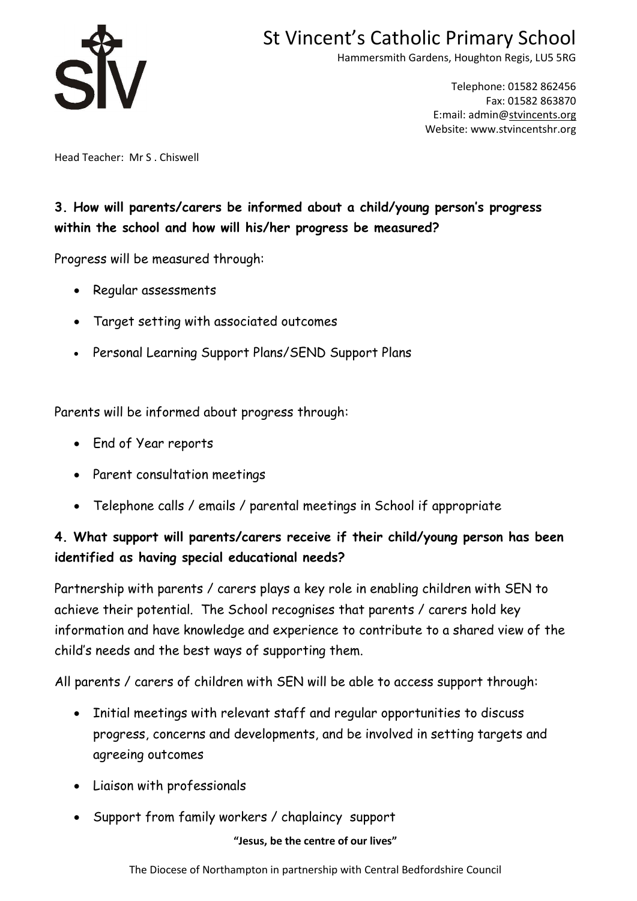**3. How will parents/carers be informed about a child/young person's progress within the school and how will his/her progress be measured?**

Progress will be measured through:

- Regular assessments
- Target setting with associated outcomes
- Personal Learning Support Plans/SEND Support Plans

Parents will be informed about progress through:

- End of Year reports
- Parent consultation meetings
- Telephone calls / emails / parental meetings in School if appropriate

**4. What support will parents/carers receive if their child/young person has been identified as having special educational needs?**

Partnership with parents / carers plays a key role in enabling children with SEN to achieve their potential. The School recognises that parents / carers hold key information and have knowledge and experience to contribute to a shared view of the child's needs and the best ways of supporting them.

All parents / carers of children with SEN will be able to access support through:

- Initial meetings with relevant staff and regular opportunities to discuss progress, concerns and developments, and be involved in setting targets and agreeing outcomes
- Liaison with professionals
- Support from family workers / chaplaincy support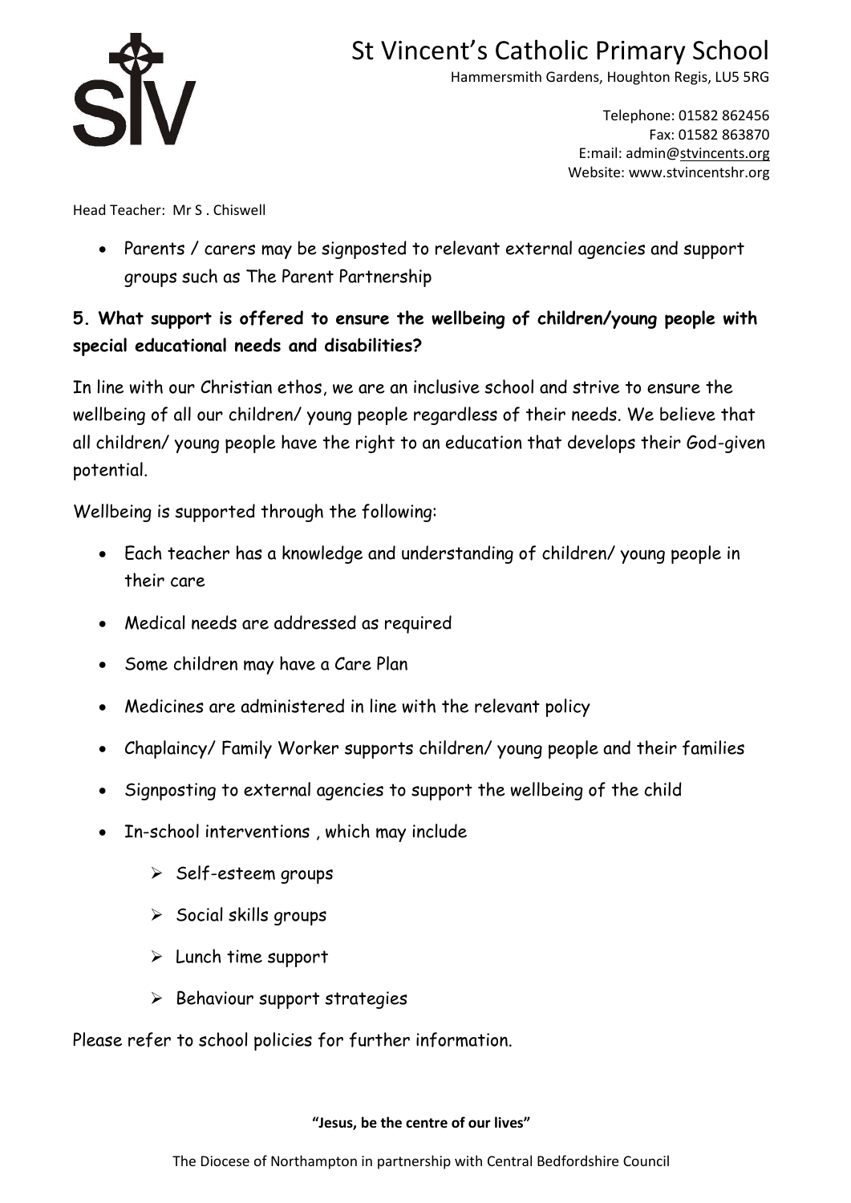- Parents / carers may be signposted to relevant external agencies and support groups such as The Parent Partnership

**5. What support is offered to ensure the wellbeing of children/young people with special educational needs and disabilities?**

In line with our Christian ethos, we are an inclusive school and strive to ensure the wellbeing of all our children/ young people regardless of their needs. We believe that all children/ young people have the right to an education that develops their God-given potential.

Wellbeing is supported through the following:

- Each teacher has a knowledge and understanding of children/ young people in their care
- Medical needs are addressed as required
- Some children may have a Care Plan
- Medicines are administered in line with the relevant policy
- Chaplaincy/ Family Worker supports children/ young people and their families
- Signposting to external agencies to support the wellbeing of the child
- In-school interventions , which may include
  - Self-esteem groups
  - Social skills groups
  - Lunch time support
  - Behaviour support strategies

Please refer to school policies for further information.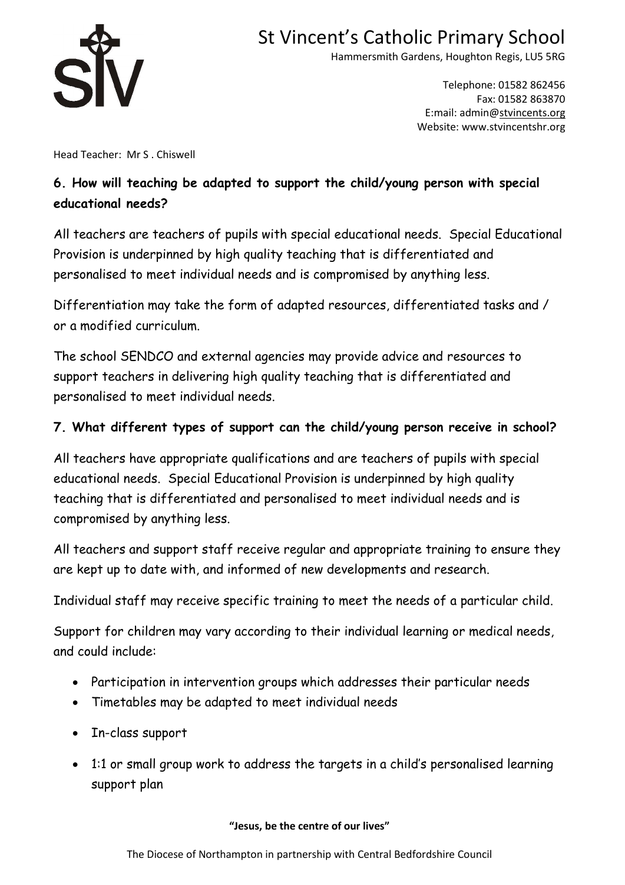**6. How will teaching be adapted to support the child/young person with special educational needs?**

All teachers are teachers of pupils with special educational needs. Special Educational Provision is underpinned by high quality teaching that is differentiated and personalised to meet individual needs and is compromised by anything less.

Differentiation may take the form of adapted resources, differentiated tasks and / or a modified curriculum.

The school SENDCO and external agencies may provide advice and resources to support teachers in delivering high quality teaching that is differentiated and personalised to meet individual needs.

**7. What different types of support can the child/young person receive in school?**

All teachers have appropriate qualifications and are teachers of pupils with special educational needs. Special Educational Provision is underpinned by high quality teaching that is differentiated and personalised to meet individual needs and is compromised by anything less.

All teachers and support staff receive regular and appropriate training to ensure they are kept up to date with, and informed of new developments and research.

Individual staff may receive specific training to meet the needs of a particular child.

Support for children may vary according to their individual learning or medical needs, and could include:

- Participation in intervention groups which addresses their particular needs
- Timetables may be adapted to meet individual needs
- In-class support
- 1:1 or small group work to address the targets in a child's personalised learning support plan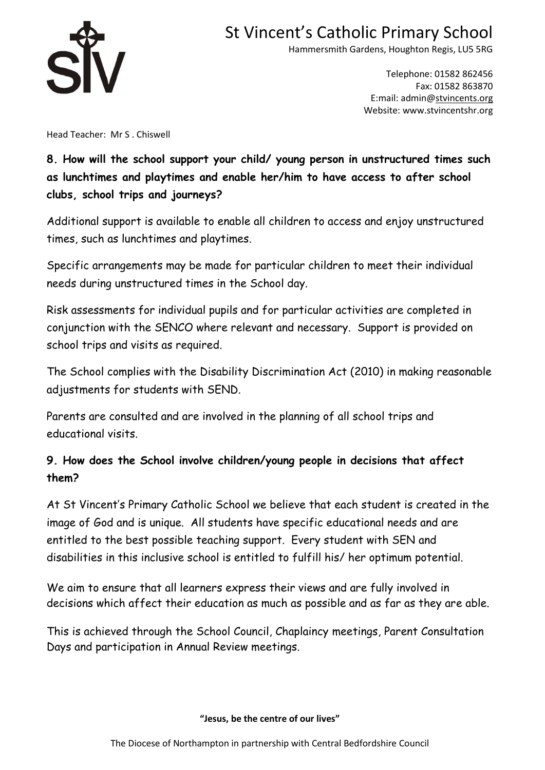**8. How will the school support your child/ young person in unstructured times such as lunchtimes and playtimes and enable her/him to have access to after school clubs, school trips and journeys?**

Additional support is available to enable all children to access and enjoy unstructured times, such as lunchtimes and playtimes.

Specific arrangements may be made for particular children to meet their individual needs during unstructured times in the School day.

Risk assessments for individual pupils and for particular activities are completed in conjunction with the SENCO where relevant and necessary. Support is provided on school trips and visits as required.

The School complies with the Disability Discrimination Act (2010) in making reasonable adjustments for students with SEND.

Parents are consulted and are involved in the planning of all school trips and educational visits.

**9. How does the School involve children/young people in decisions that affect them?**

At St Vincent's Primary Catholic School we believe that each student is created in the image of God and is unique. All students have specific educational needs and are entitled to the best possible teaching support. Every student with SEN and disabilities in this inclusive school is entitled to fulfill his/ her optimum potential.

We aim to ensure that all learners express their views and are fully involved in decisions which affect their education as much as possible and as far as they are able.

This is achieved through the School Council, Chaplaincy meetings, Parent Consultation Days and participation in Annual Review meetings.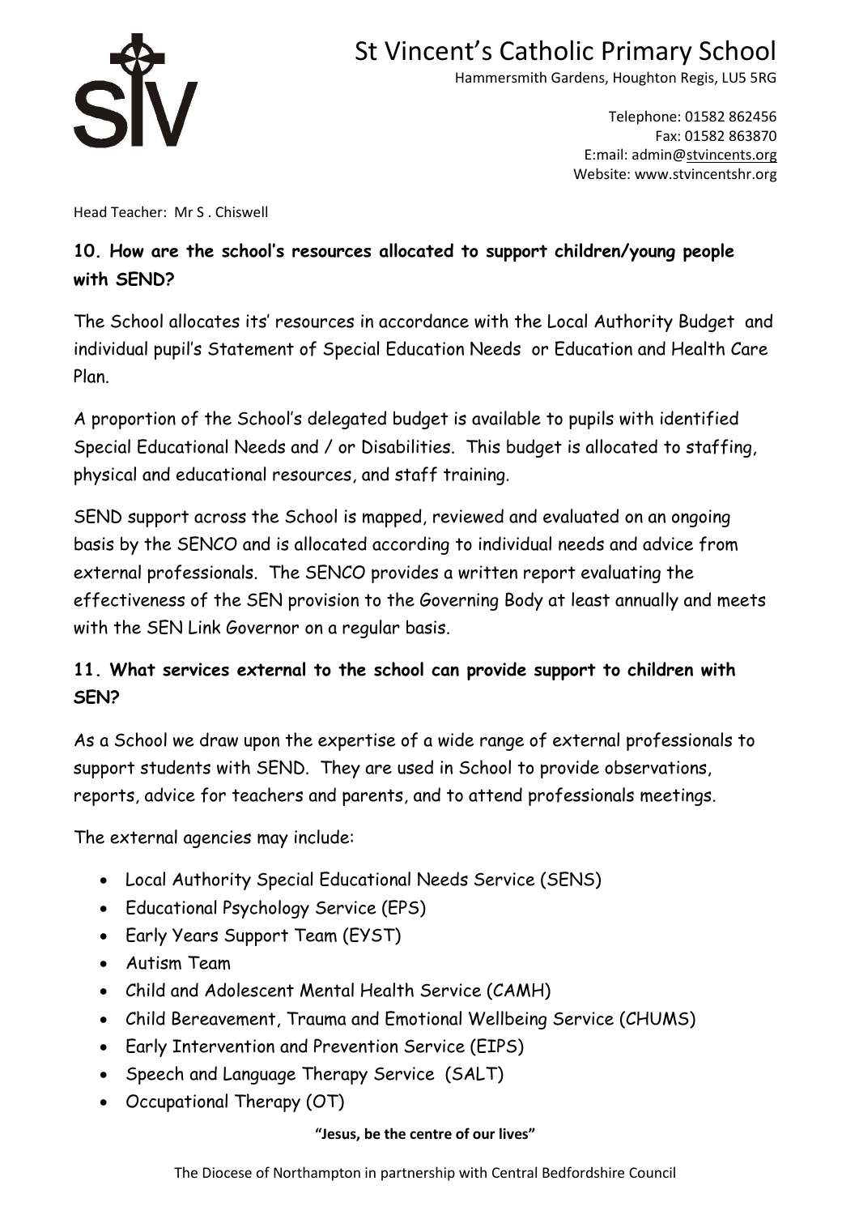## 10. How are the school's resources allocated to support children/young people with SEND?

The School allocates its' resources in accordance with the Local Authority Budget and individual pupil's Statement of Special Education Needs or Education and Health Care Plan.

A proportion of the School's delegated budget is available to pupils with identified Special Educational Needs and / or Disabilities. This budget is allocated to staffing, physical and educational resources, and staff training.

SEND support across the School is mapped, reviewed and evaluated on an ongoing basis by the SENCO and is allocated according to individual needs and advice from external professionals. The SENCO provides a written report evaluating the effectiveness of the SEN provision to the Governing Body at least annually and meets with the SEN Link Governor on a regular basis.

## 11. What services external to the school can provide support to children with SEN?

As a School we draw upon the expertise of a wide range of external professionals to support students with SEND. They are used in School to provide observations, reports, advice for teachers and parents, and to attend professionals meetings.

The external agencies may include:

- Local Authority Special Educational Needs Service (SENS)
- Educational Psychology Service (EPS)
- Early Years Support Team (EYST)
- Autism Team
- Child and Adolescent Mental Health Service (CAMH)
- Child Bereavement, Trauma and Emotional Wellbeing Service (CHUMS)
- Early Intervention and Prevention Service (EIPS)
- Speech and Language Therapy Service (SALT)
- Occupational Therapy (OT)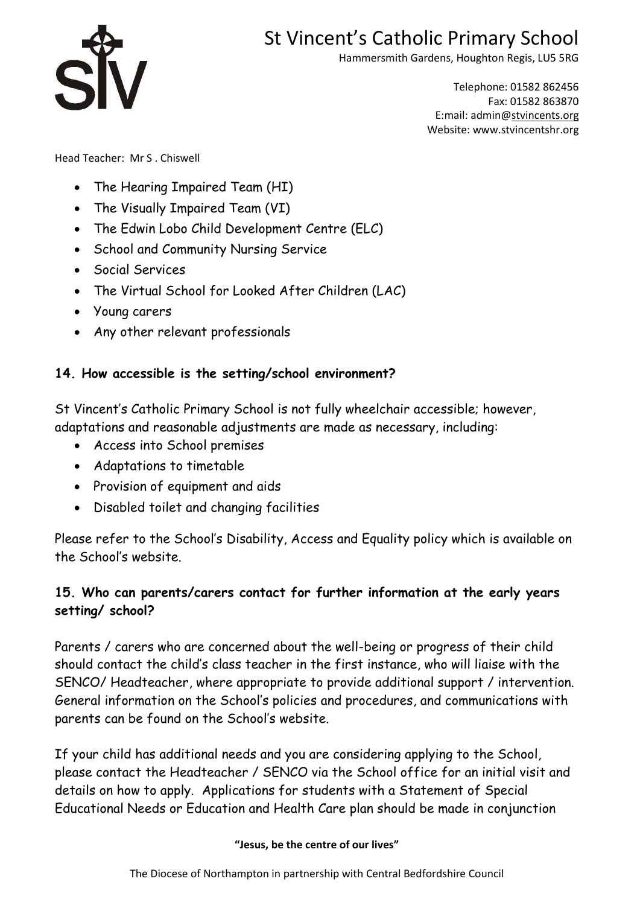- The Hearing Impaired Team (HI)
- The Visually Impaired Team (VI)
- The Edwin Lobo Child Development Centre (ELC)
- School and Community Nursing Service
- Social Services
- The Virtual School for Looked After Children (LAC)
- Young carers
- Any other relevant professionals

**14. How accessible is the setting/school environment?**

St Vincent's Catholic Primary School is not fully wheelchair accessible; however, adaptations and reasonable adjustments are made as necessary, including:

- Access into School premises
- Adaptations to timetable
- Provision of equipment and aids
- Disabled toilet and changing facilities

Please refer to the School's Disability, Access and Equality policy which is available on the School's website.

**15. Who can parents/carers contact for further information at the early years setting/ school?**

Parents / carers who are concerned about the well-being or progress of their child should contact the child's class teacher in the first instance, who will liaise with the SENCO/ Headteacher, where appropriate to provide additional support / intervention. General information on the School's policies and procedures, and communications with parents can be found on the School's website.

If your child has additional needs and you are considering applying to the School, please contact the Headteacher / SENCO via the School office for an initial visit and details on how to apply. Applications for students with a Statement of Special Educational Needs or Education and Health Care plan should be made in conjunction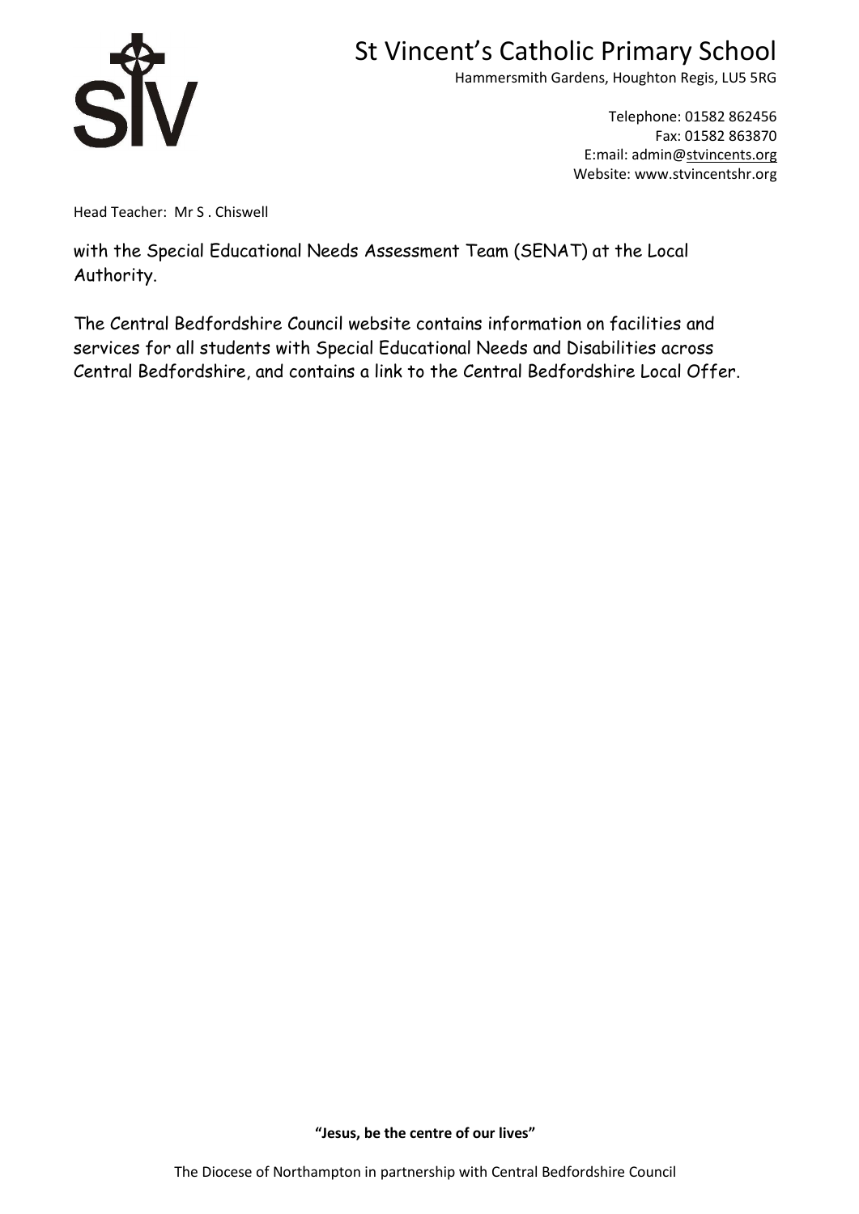with the Special Educational Needs Assessment Team (SENAT) at the Local Authority.

The Central Bedfordshire Council website contains information on facilities and services for all students with Special Educational Needs and Disabilities across Central Bedfordshire, and contains a link to the Central Bedfordshire Local Offer.